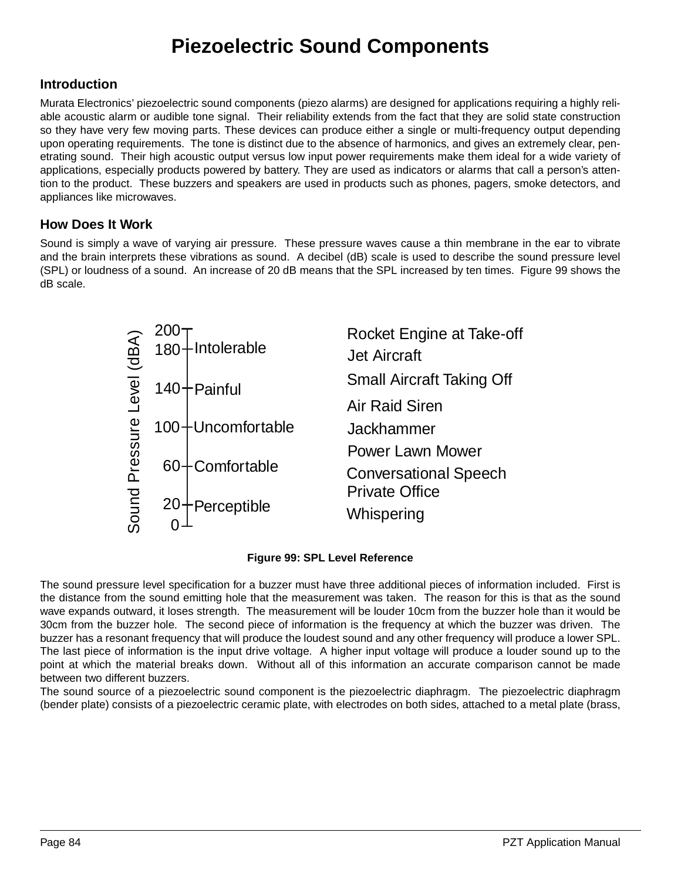# Piezoelectric Sound Components

## Introduction

Murata Electronics' piezoelectric sound components (piezo alarms) are designed for applications requiring a highly reliable acoustic alarm or audible tone signal. Their reliability extends from the fact that they are solid state construction so they have very few moving parts. These devices can produce either a single or multi-frequency output depending upon operating requirements. The tone is distinct due to the absence of harmonics, and gives an extremely clear, penetrating sound. Their high acoustic output versus low input power requirements make them ideal for a wide variety of applications, especially products powered by battery. They are used as indicators or alarms that call a person's attention to the product. These buzzers and speakers are used in products such as phones, pagers, smoke detectors, and appliances like microwaves.

## How Does It Work

Sound is simply a wave of varying air pressure. These pressure waves cause a thin membrane in the ear to vibrate and the brain interprets these vibrations as sound. A decibel (dB) scale is used to describe the sound pressure level (SPL) or loudness of a sound. An increase of 20 dB means that the SPL increased by ten times. Figure 99 shows the dB scale.

| Sound Pressure Level (dBA) | Description | Example |
|---|---|---|
| 200 | | Rocket Engine at Take-off |
| 180 | Intolerable | Jet Aircraft |
| | | Small Aircraft Taking Off |
| 140 | Painful | Air Raid Siren |
| 100 | Uncomfortable | Jackhammer |
| | | Power Lawn Mower |
| 60 | Comfortable | Conversational Speech |
| | | Private Office |
| 20 | Perceptible | Whispering |
| 0 | | |

**Figure 99: SPL Level Reference**

The sound pressure level specification for a buzzer must have three additional pieces of information included. First is the distance from the sound emitting hole that the measurement was taken. The reason for this is that as the sound wave expands outward, it loses strength. The measurement will be louder 10cm from the buzzer hole than it would be 30cm from the buzzer hole. The second piece of information is the frequency at which the buzzer was driven. The buzzer has a resonant frequency that will produce the loudest sound and any other frequency will produce a lower SPL. The last piece of information is the input drive voltage. A higher input voltage will produce a louder sound up to the point at which the material breaks down. Without all of this information an accurate comparison cannot be made between two different buzzers.

The sound source of a piezoelectric sound component is the piezoelectric diaphragm. The piezoelectric diaphragm (bender plate) consists of a piezoelectric ceramic plate, with electrodes on both sides, attached to a metal plate (brass,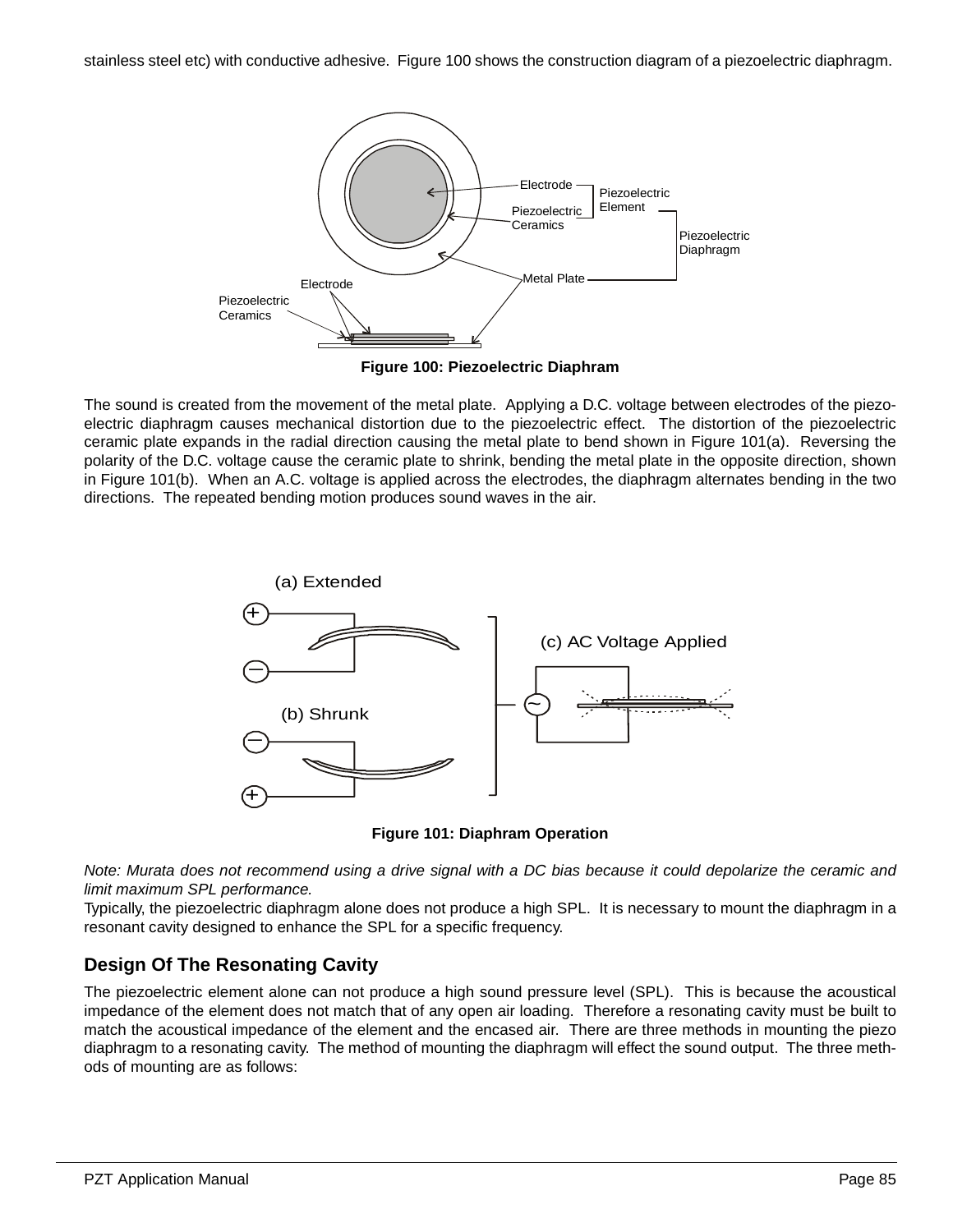stainless steel etc) with conductive adhesive. Figure 100 shows the construction diagram of a piezoelectric diaphragm.

Figure 100: Piezoelectric Diaphram

The sound is created from the movement of the metal plate. Applying a D.C. voltage between electrodes of the piezoelectric diaphragm causes mechanical distortion due to the piezoelectric effect. The distortion of the piezoelectric ceramic plate expands in the radial direction causing the metal plate to bend shown in Figure 101(a). Reversing the polarity of the D.C. voltage cause the ceramic plate to shrink, bending the metal plate in the opposite direction, shown in Figure 101(b). When an A.C. voltage is applied across the electrodes, the diaphragm alternates bending in the two directions. The repeated bending motion produces sound waves in the air.

Figure 101: Diaphram Operation

*Note: Murata does not recommend using a drive signal with a DC bias because it could depolarize the ceramic and limit maximum SPL performance.*

Typically, the piezoelectric diaphragm alone does not produce a high SPL. It is necessary to mount the diaphragm in a resonant cavity designed to enhance the SPL for a specific frequency.

## Design Of The Resonating Cavity

The piezoelectric element alone can not produce a high sound pressure level (SPL). This is because the acoustical impedance of the element does not match that of any open air loading. Therefore a resonating cavity must be built to match the acoustical impedance of the element and the encased air. There are three methods in mounting the piezo diaphragm to a resonating cavity. The method of mounting the diaphragm will effect the sound output. The three methods of mounting are as follows: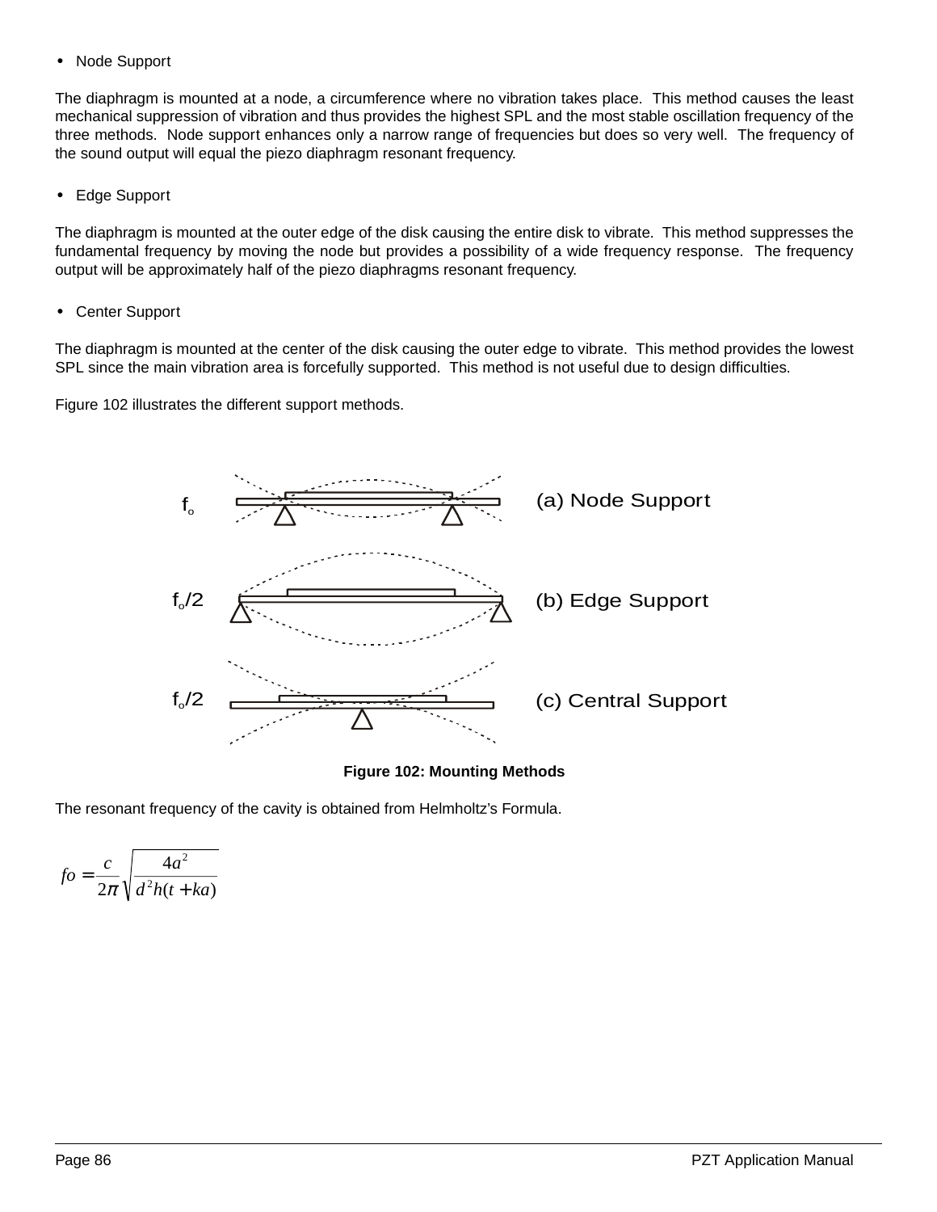- Node Support

The diaphragm is mounted at a node, a circumference where no vibration takes place. This method causes the least mechanical suppression of vibration and thus provides the highest SPL and the most stable oscillation frequency of the three methods. Node support enhances only a narrow range of frequencies but does so very well. The frequency of the sound output will equal the piezo diaphragm resonant frequency.

- Edge Support

The diaphragm is mounted at the outer edge of the disk causing the entire disk to vibrate. This method suppresses the fundamental frequency by moving the node but provides a possibility of a wide frequency response. The frequency output will be approximately half of the piezo diaphragms resonant frequency.

- Center Support

The diaphragm is mounted at the center of the disk causing the outer edge to vibrate. This method provides the lowest SPL since the main vibration area is forcefully supported. This method is not useful due to design difficulties.

Figure 102 illustrates the different support methods.

**Figure 102: Mounting Methods**

The resonant frequency of the cavity is obtained from Helmholtz's Formula.

$$fo = \frac{c}{2\pi}\sqrt{\frac{4a^2}{d^2h(t+ka)}}$$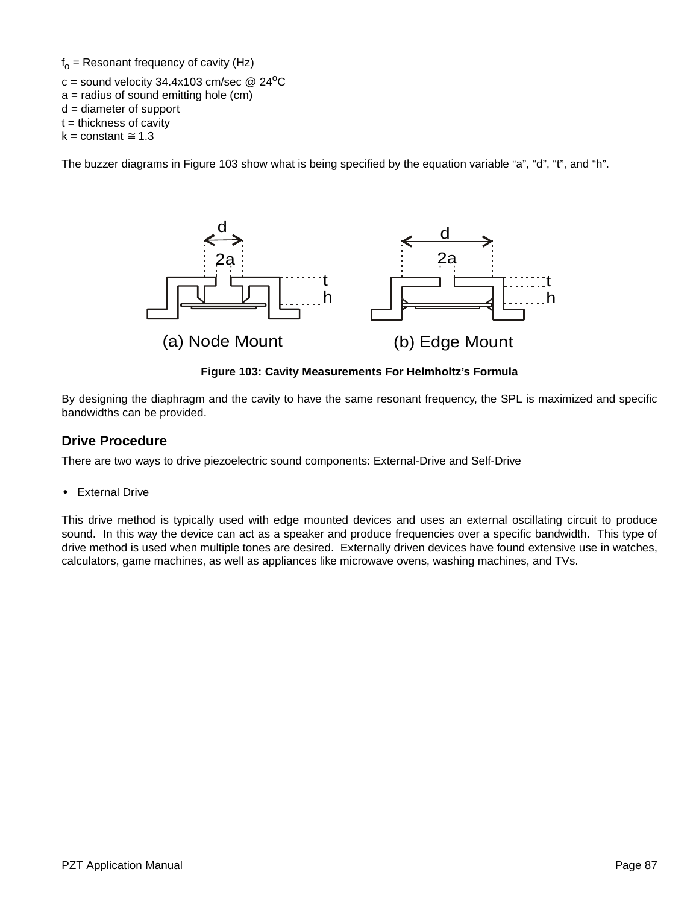$f_o$ = Resonant frequency of cavity (Hz)

c = sound velocity 34.4x103 cm/sec @ 24$^o$C
a = radius of sound emitting hole (cm)
d = diameter of support
t = thickness of cavity
k = constant ≅ 1.3

The buzzer diagrams in Figure 103 show what is being specified by the equation variable “a”, “d”, “t”, and “h”.

(a) Node Mount (b) Edge Mount

**Figure 103: Cavity Measurements For Helmholtz’s Formula**

By designing the diaphragm and the cavity to have the same resonant frequency, the SPL is maximized and specific bandwidths can be provided.

## Drive Procedure

There are two ways to drive piezoelectric sound components: External-Drive and Self-Drive

- External Drive

This drive method is typically used with edge mounted devices and uses an external oscillating circuit to produce sound. In this way the device can act as a speaker and produce frequencies over a specific bandwidth. This type of drive method is used when multiple tones are desired. Externally driven devices have found extensive use in watches, calculators, game machines, as well as appliances like microwave ovens, washing machines, and TVs.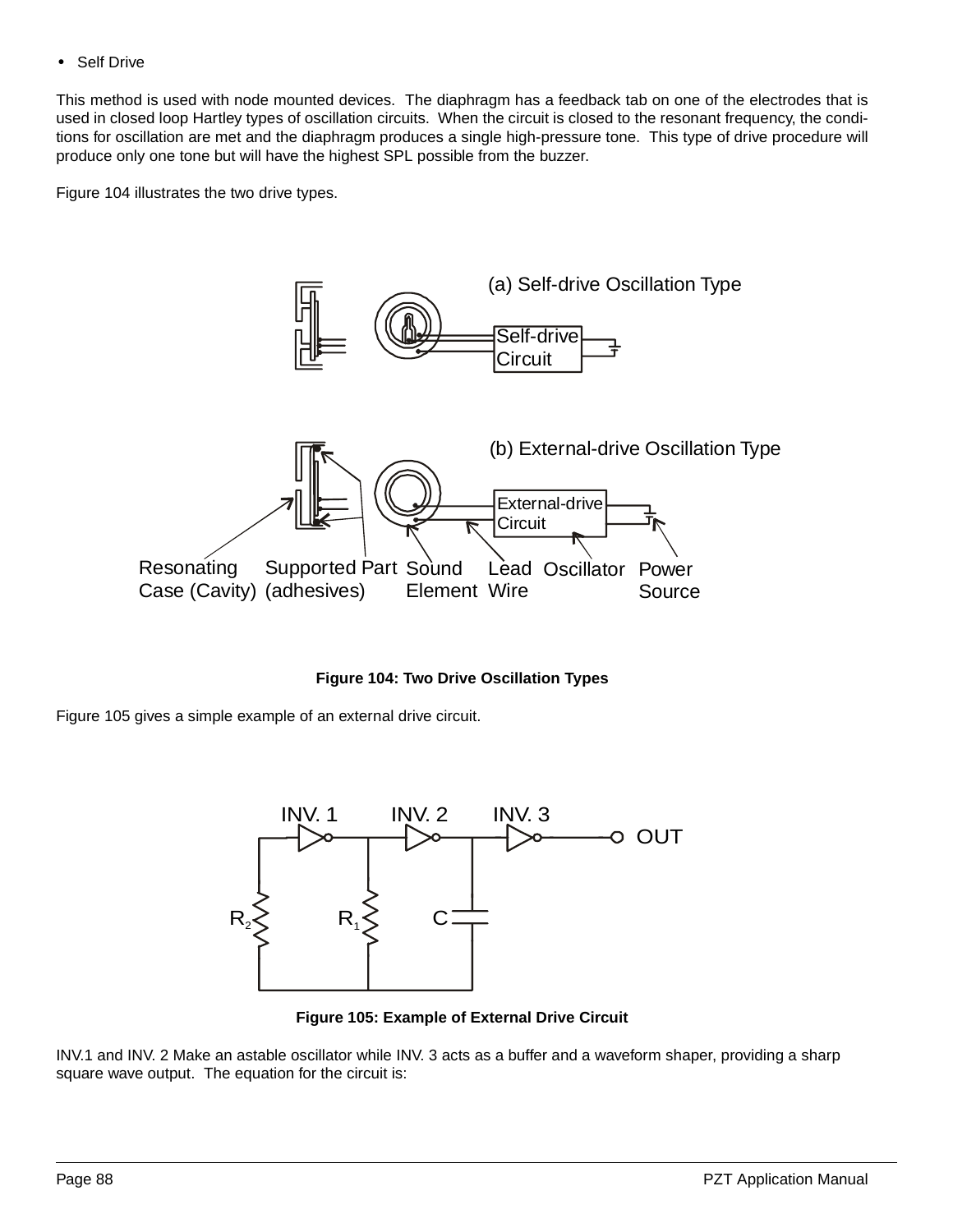- Self Drive

This method is used with node mounted devices.  The diaphragm has a feedback tab on one of the electrodes that is used in closed loop Hartley types of oscillation circuits.  When the circuit is closed to the resonant frequency, the conditions for oscillation are met and the diaphragm produces a single high-pressure tone.  This type of drive procedure will produce only one tone but will have the highest SPL possible from the buzzer.

Figure 104 illustrates the two drive types.

**Figure 104: Two Drive Oscillation Types**

Figure 105 gives a simple example of an external drive circuit.

**Figure 105: Example of External Drive Circuit**

INV.1 and INV. 2 Make an astable oscillator while INV. 3 acts as a buffer and a waveform shaper, providing a sharp square wave output.  The equation for the circuit is: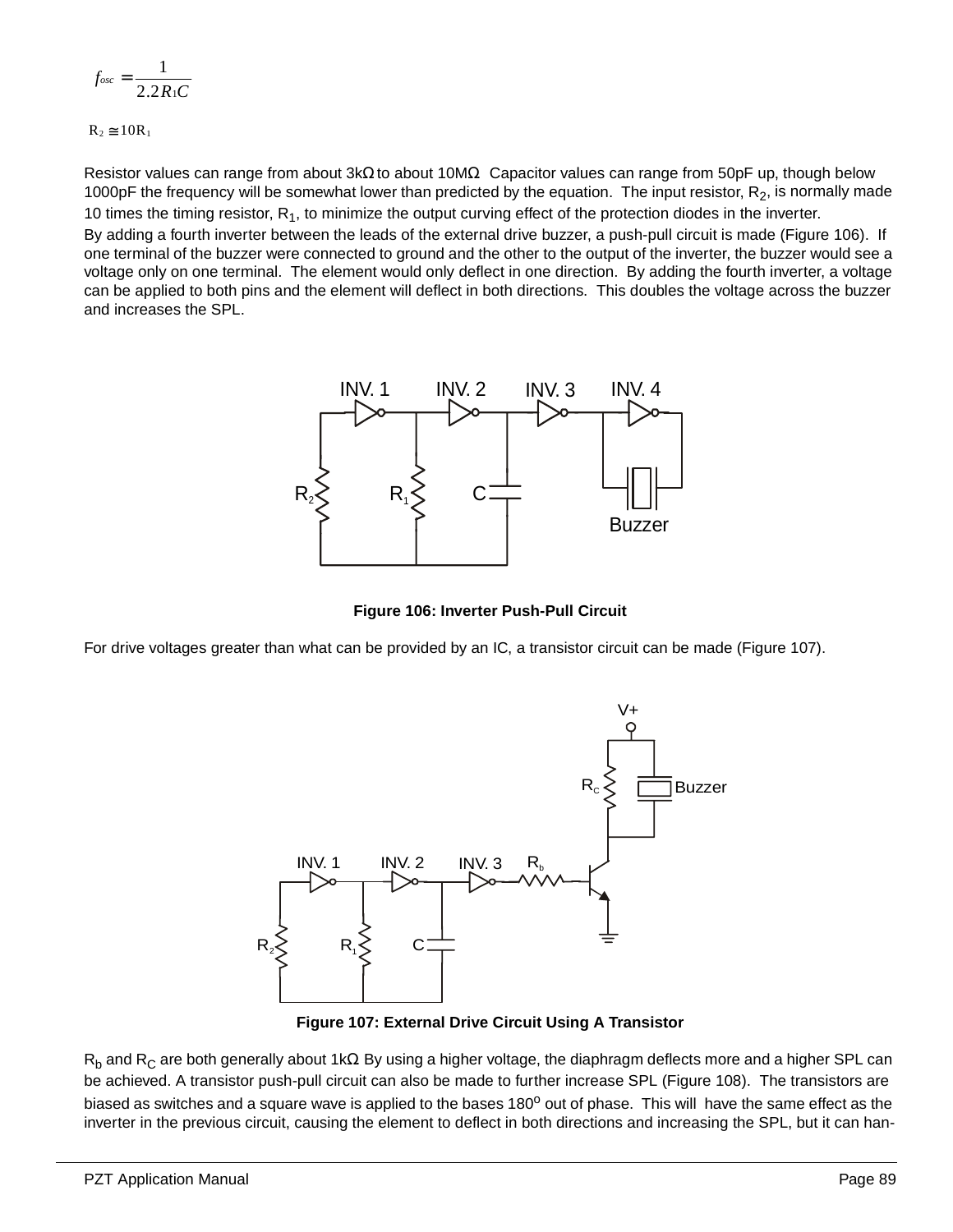$$f_{osc} = \frac{1}{2.2R_1C}$$

$$R_2 \cong 10R_1$$

Resistor values can range from about 3kΩ to about 10MΩ Capacitor values can range from 50pF up, though below 1000pF the frequency will be somewhat lower than predicted by the equation. The input resistor, $R_2$, is normally made 10 times the timing resistor, $R_1$, to minimize the output curving effect of the protection diodes in the inverter.

By adding a fourth inverter between the leads of the external drive buzzer, a push-pull circuit is made (Figure 106). If one terminal of the buzzer were connected to ground and the other to the output of the inverter, the buzzer would see a voltage only on one terminal. The element would only deflect in one direction. By adding the fourth inverter, a voltage can be applied to both pins and the element will deflect in both directions. This doubles the voltage across the buzzer and increases the SPL.

**Figure 106: Inverter Push-Pull Circuit**

For drive voltages greater than what can be provided by an IC, a transistor circuit can be made (Figure 107).

**Figure 107: External Drive Circuit Using A Transistor**

$R_b$ and $R_C$ are both generally about 1kΩ By using a higher voltage, the diaphragm deflects more and a higher SPL can be achieved. A transistor push-pull circuit can also be made to further increase SPL (Figure 108). The transistors are biased as switches and a square wave is applied to the bases 180$^o$ out of phase. This will have the same effect as the inverter in the previous circuit, causing the element to deflect in both directions and increasing the SPL, but it can han-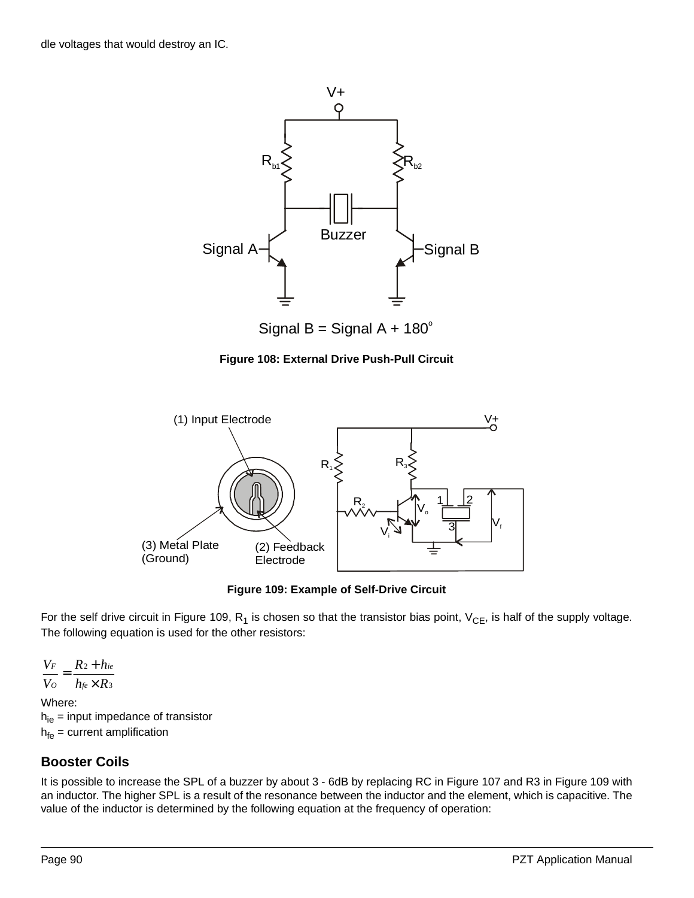dle voltages that would destroy an IC.

Figure 108: External Drive Push-Pull Circuit

Figure 109: Example of Self-Drive Circuit

For the self drive circuit in Figure 109, $R_1$ is chosen so that the transistor bias point, $V_{CE}$, is half of the supply voltage. The following equation is used for the other resistors:

$$\frac{V_F}{V_O} = \frac{R_2 + h_{ie}}{h_{fe} \times R_3}$$

Where:
$h_{ie}$ = input impedance of transistor
$h_{fe}$ = current amplification

## Booster Coils

It is possible to increase the SPL of a buzzer by about 3 - 6dB by replacing RC in Figure 107 and R3 in Figure 109 with an inductor. The higher SPL is a result of the resonance between the inductor and the element, which is capacitive. The value of the inductor is determined by the following equation at the frequency of operation: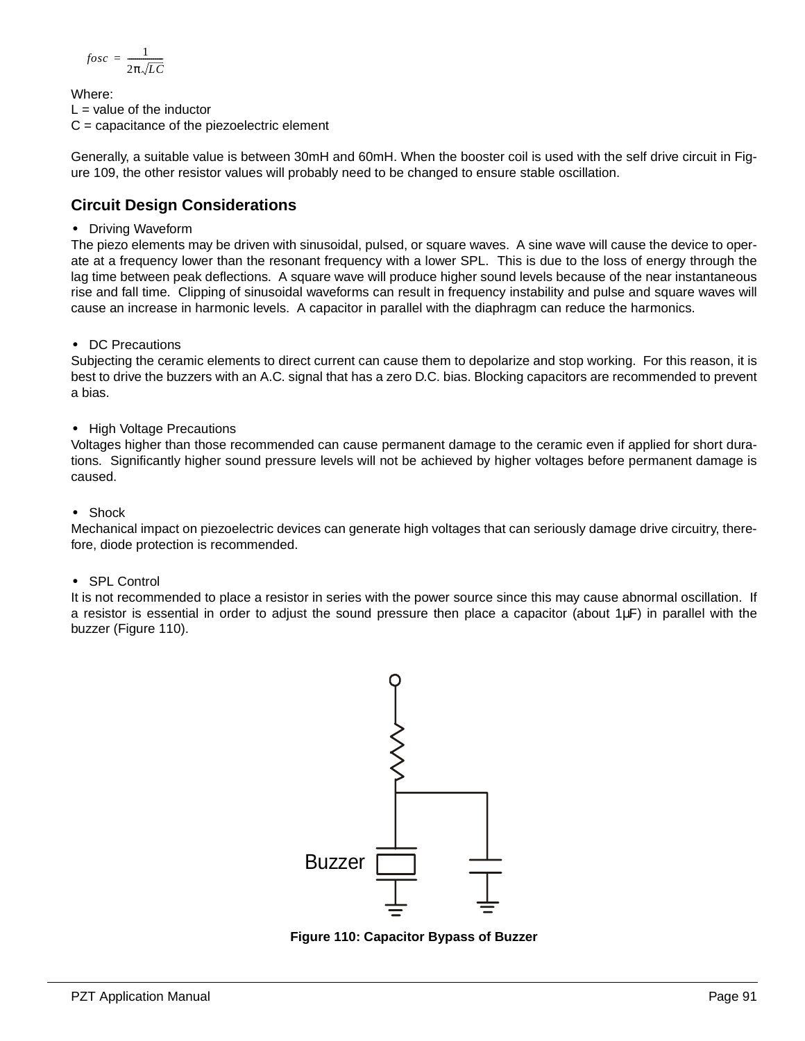$$f_{osc} = \frac{1}{2\pi\sqrt{LC}}$$

Where:
L = value of the inductor
C = capacitance of the piezoelectric element

Generally, a suitable value is between 30mH and 60mH. When the booster coil is used with the self drive circuit in Figure 109, the other resistor values will probably need to be changed to ensure stable oscillation.

## Circuit Design Considerations

- Driving Waveform

The piezo elements may be driven with sinusoidal, pulsed, or square waves. A sine wave will cause the device to operate at a frequency lower than the resonant frequency with a lower SPL. This is due to the loss of energy through the lag time between peak deflections. A square wave will produce higher sound levels because of the near instantaneous rise and fall time. Clipping of sinusoidal waveforms can result in frequency instability and pulse and square waves will cause an increase in harmonic levels. A capacitor in parallel with the diaphragm can reduce the harmonics.

- DC Precautions

Subjecting the ceramic elements to direct current can cause them to depolarize and stop working. For this reason, it is best to drive the buzzers with an A.C. signal that has a zero D.C. bias. Blocking capacitors are recommended to prevent a bias.

- High Voltage Precautions

Voltages higher than those recommended can cause permanent damage to the ceramic even if applied for short durations. Significantly higher sound pressure levels will not be achieved by higher voltages before permanent damage is caused.

- Shock

Mechanical impact on piezoelectric devices can generate high voltages that can seriously damage drive circuitry, therefore, diode protection is recommended.

- SPL Control

It is not recommended to place a resistor in series with the power source since this may cause abnormal oscillation. If a resistor is essential in order to adjust the sound pressure then place a capacitor (about 1μF) in parallel with the buzzer (Figure 110).

Buzzer

**Figure 110: Capacitor Bypass of Buzzer**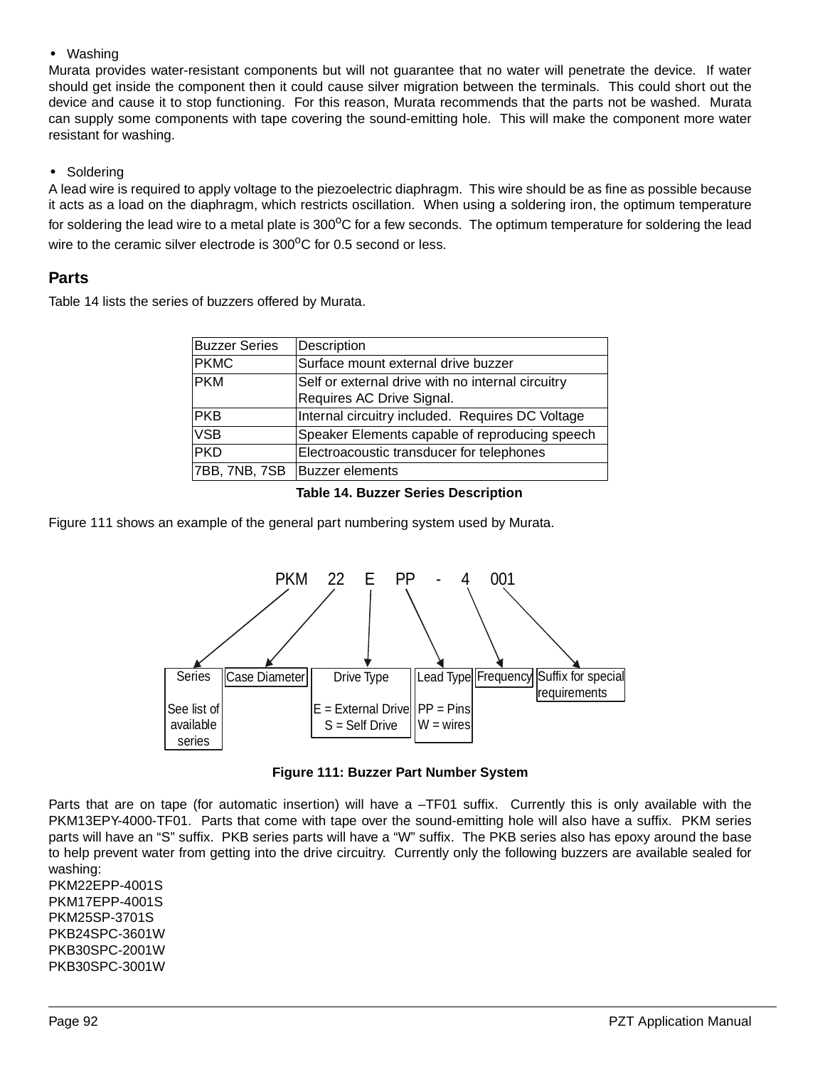- Washing

Murata provides water-resistant components but will not guarantee that no water will penetrate the device. If water should get inside the component then it could cause silver migration between the terminals. This could short out the device and cause it to stop functioning. For this reason, Murata recommends that the parts not be washed. Murata can supply some components with tape covering the sound-emitting hole. This will make the component more water resistant for washing.

- Soldering

A lead wire is required to apply voltage to the piezoelectric diaphragm. This wire should be as fine as possible because it acts as a load on the diaphragm, which restricts oscillation. When using a soldering iron, the optimum temperature for soldering the lead wire to a metal plate is 300$^o$C for a few seconds. The optimum temperature for soldering the lead wire to the ceramic silver electrode is 300$^o$C for 0.5 second or less.

## Parts

Table 14 lists the series of buzzers offered by Murata.

| Buzzer Series | Description |
|---|---|
| PKMC | Surface mount external drive buzzer |
| PKM | Self or external drive with no internal circuitry Requires AC Drive Signal. |
| PKB | Internal circuitry included. Requires DC Voltage |
| VSB | Speaker Elements capable of reproducing speech |
| PKD | Electroacoustic transducer for telephones |
| 7BB, 7NB, 7SB | Buzzer elements |

**Table 14. Buzzer Series Description**

Figure 111 shows an example of the general part numbering system used by Murata.

PKM 22 E PP - 4 001

- PKM → Series: See list of available series
- 22 → Case Diameter
- E → Drive Type: E = External Drive, S = Self Drive
- PP → Lead Type: PP = Pins, W = wires
- 4 → Frequency
- 001 → Suffix for special requirements

**Figure 111: Buzzer Part Number System**

Parts that are on tape (for automatic insertion) will have a –TF01 suffix. Currently this is only available with the PKM13EPY-4000-TF01. Parts that come with tape over the sound-emitting hole will also have a suffix. PKM series parts will have an "S" suffix. PKB series parts will have a "W" suffix. The PKB series also has epoxy around the base to help prevent water from getting into the drive circuitry. Currently only the following buzzers are available sealed for washing:
PKM22EPP-4001S
PKM17EPP-4001S
PKM25SP-3701S
PKB24SPC-3601W
PKB30SPC-2001W
PKB30SPC-3001W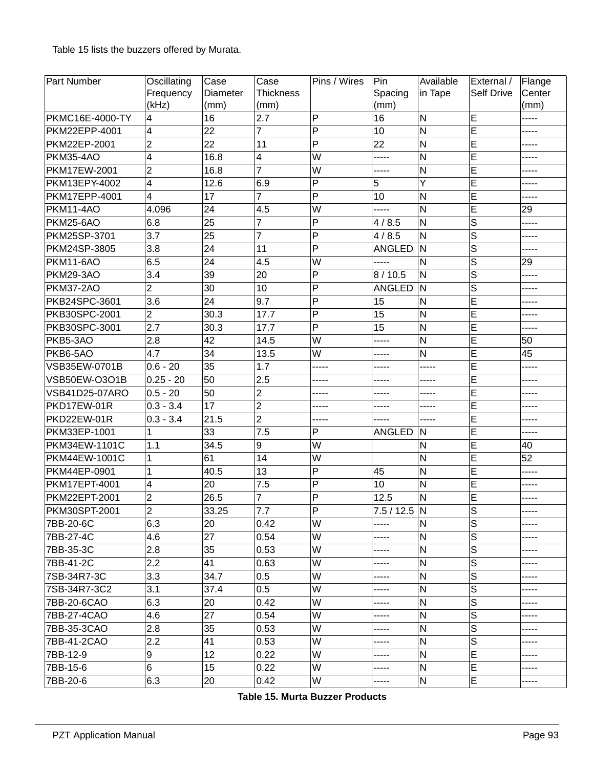Table 15 lists the buzzers offered by Murata.

| Part Number | Oscillating Frequency (kHz) | Case Diameter (mm) | Case Thickness (mm) | Pins / Wires | Pin Spacing (mm) | Available in Tape | External / Self Drive | Flange Center (mm) |
|---|---|---|---|---|---|---|---|---|
| PKMC16E-4000-TY | 4 | 16 | 2.7 | P | 16 | N | E | ----- |
| PKM22EPP-4001 | 4 | 22 | 7 | P | 10 | N | E | ----- |
| PKM22EP-2001 | 2 | 22 | 11 | P | 22 | N | E | ----- |
| PKM35-4AO | 4 | 16.8 | 4 | W | ----- | N | E | ----- |
| PKM17EW-2001 | 2 | 16.8 | 7 | W | ----- | N | E | ----- |
| PKM13EPY-4002 | 4 | 12.6 | 6.9 | P | 5 | Y | E | ----- |
| PKM17EPP-4001 | 4 | 17 | 7 | P | 10 | N | E | ----- |
| PKM11-4AO | 4.096 | 24 | 4.5 | W | ----- | N | E | 29 |
| PKM25-6AO | 6.8 | 25 | 7 | P | 4 / 8.5 | N | S | ----- |
| PKM25SP-3701 | 3.7 | 25 | 7 | P | 4 / 8.5 | N | S | ----- |
| PKM24SP-3805 | 3.8 | 24 | 11 | P | ANGLED | N | S | ----- |
| PKM11-6AO | 6.5 | 24 | 4.5 | W | ----- | N | S | 29 |
| PKM29-3AO | 3.4 | 39 | 20 | P | 8 / 10.5 | N | S | ----- |
| PKM37-2AO | 2 | 30 | 10 | P | ANGLED | N | S | ----- |
| PKB24SPC-3601 | 3.6 | 24 | 9.7 | P | 15 | N | E | ----- |
| PKB30SPC-2001 | 2 | 30.3 | 17.7 | P | 15 | N | E | ----- |
| PKB30SPC-3001 | 2.7 | 30.3 | 17.7 | P | 15 | N | E | ----- |
| PKB5-3AO | 2.8 | 42 | 14.5 | W | ----- | N | E | 50 |
| PKB6-5AO | 4.7 | 34 | 13.5 | W | ----- | N | E | 45 |
| VSB35EW-0701B | 0.6 - 20 | 35 | 1.7 | ----- | ----- | ----- | E | ----- |
| VSB50EW-O3O1B | 0.25 - 20 | 50 | 2.5 | ----- | ----- | ----- | E | ----- |
| VSB41D25-07ARO | 0.5 - 20 | 50 | 2 | ----- | ----- | ----- | E | ----- |
| PKD17EW-01R | 0.3 - 3.4 | 17 | 2 | ----- | ----- | ----- | E | ----- |
| PKD22EW-01R | 0.3 - 3.4 | 21.5 | 2 | ----- | ----- | ----- | E | ----- |
| PKM33EP-1001 | 1 | 33 | 7.5 | P | ANGLED | N | E | ----- |
| PKM34EW-1101C | 1.1 | 34.5 | 9 | W | | N | E | 40 |
| PKM44EW-1001C | 1 | 61 | 14 | W | | N | E | 52 |
| PKM44EP-0901 | 1 | 40.5 | 13 | P | 45 | N | E | ----- |
| PKM17EPT-4001 | 4 | 20 | 7.5 | P | 10 | N | E | ----- |
| PKM22EPT-2001 | 2 | 26.5 | 7 | P | 12.5 | N | E | ----- |
| PKM30SPT-2001 | 2 | 33.25 | 7.7 | P | 7.5 / 12.5 | N | S | ----- |
| 7BB-20-6C | 6.3 | 20 | 0.42 | W | ----- | N | S | ----- |
| 7BB-27-4C | 4.6 | 27 | 0.54 | W | ----- | N | S | ----- |
| 7BB-35-3C | 2.8 | 35 | 0.53 | W | ----- | N | S | ----- |
| 7BB-41-2C | 2.2 | 41 | 0.63 | W | ----- | N | S | ----- |
| 7SB-34R7-3C | 3.3 | 34.7 | 0.5 | W | ----- | N | S | ----- |
| 7SB-34R7-3C2 | 3.1 | 37.4 | 0.5 | W | ----- | N | S | ----- |
| 7BB-20-6CAO | 6.3 | 20 | 0.42 | W | ----- | N | S | ----- |
| 7BB-27-4CAO | 4.6 | 27 | 0.54 | W | ----- | N | S | ----- |
| 7BB-35-3CAO | 2.8 | 35 | 0.53 | W | ----- | N | S | ----- |
| 7BB-41-2CAO | 2.2 | 41 | 0.53 | W | ----- | N | S | ----- |
| 7BB-12-9 | 9 | 12 | 0.22 | W | ----- | N | E | ----- |
| 7BB-15-6 | 6 | 15 | 0.22 | W | ----- | N | E | ----- |
| 7BB-20-6 | 6.3 | 20 | 0.42 | W | ----- | N | E | ----- |

**Table 15. Murta Buzzer Products**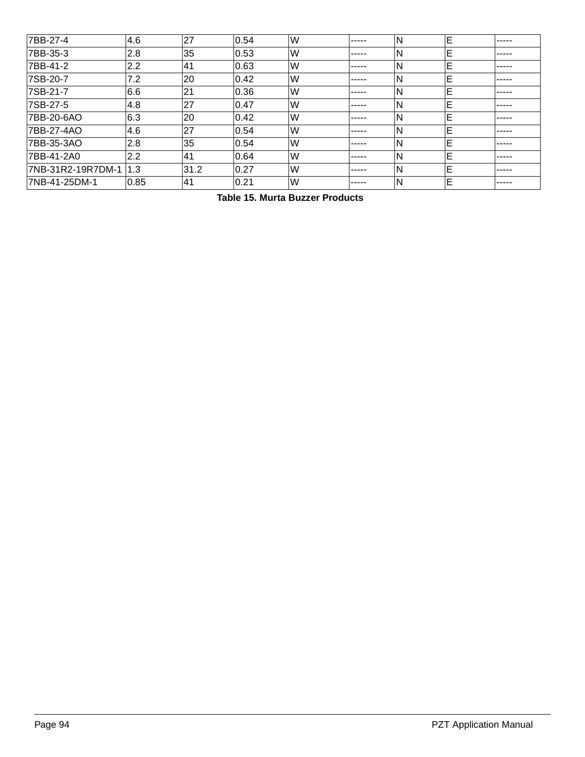| | | | | | | | | |
|---|---|---|---|---|---|---|---|---|
| 7BB-27-4 | 4.6 | 27 | 0.54 | W | ----- | N | E | ----- |
| 7BB-35-3 | 2.8 | 35 | 0.53 | W | ----- | N | E | ----- |
| 7BB-41-2 | 2.2 | 41 | 0.63 | W | ----- | N | E | ----- |
| 7SB-20-7 | 7.2 | 20 | 0.42 | W | ----- | N | E | ----- |
| 7SB-21-7 | 6.6 | 21 | 0.36 | W | ----- | N | E | ----- |
| 7SB-27-5 | 4.8 | 27 | 0.47 | W | ----- | N | E | ----- |
| 7BB-20-6AO | 6.3 | 20 | 0.42 | W | ----- | N | E | ----- |
| 7BB-27-4AO | 4.6 | 27 | 0.54 | W | ----- | N | E | ----- |
| 7BB-35-3AO | 2.8 | 35 | 0.54 | W | ----- | N | E | ----- |
| 7BB-41-2A0 | 2.2 | 41 | 0.64 | W | ----- | N | E | ----- |
| 7NB-31R2-19R7DM-1 | 1.3 | 31.2 | 0.27 | W | ----- | N | E | ----- |
| 7NB-41-25DM-1 | 0.85 | 41 | 0.21 | W | ----- | N | E | ----- |

**Table 15. Murta Buzzer Products**